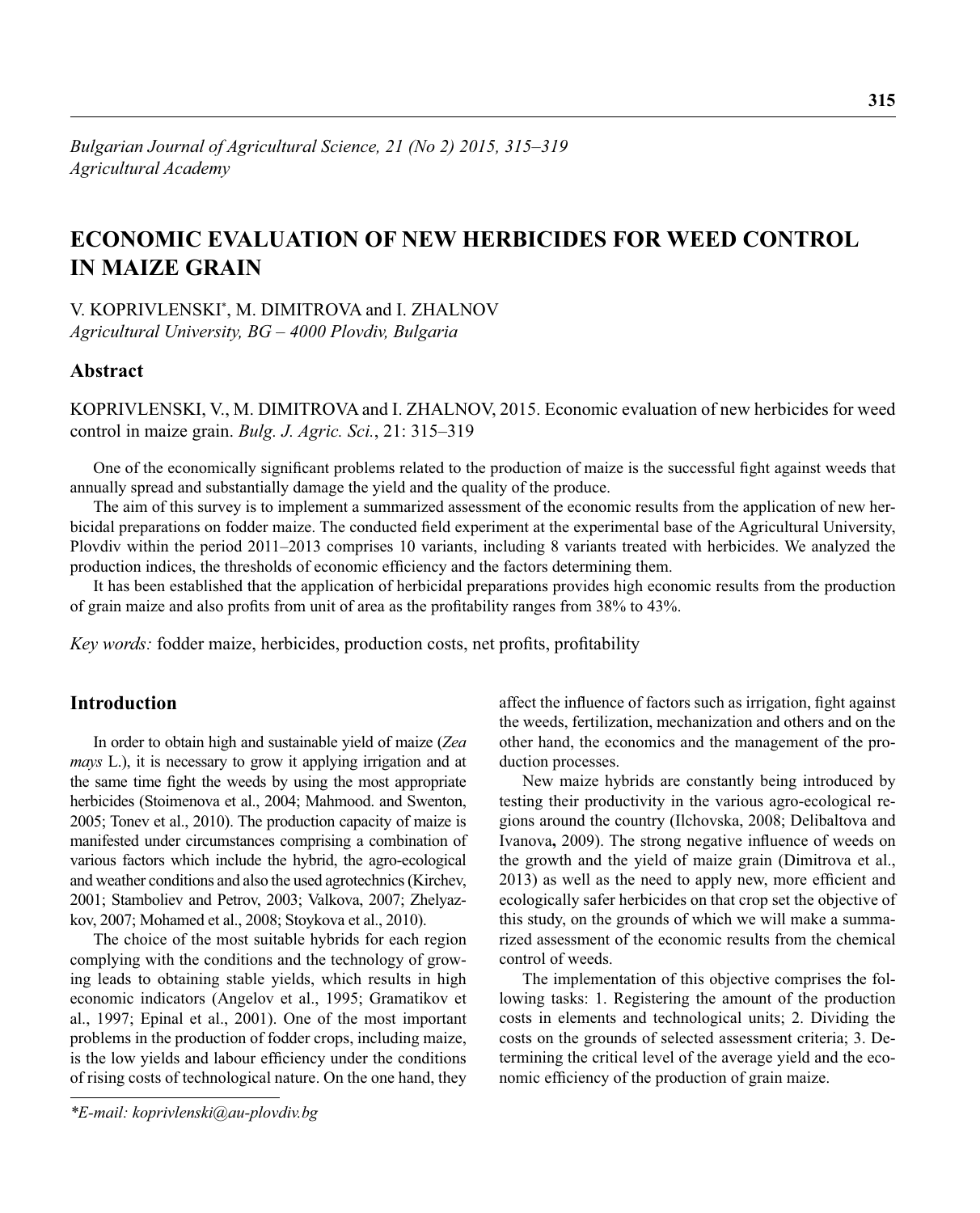*Bulgarian Journal of Agricultural Science, 21 (No 2) 2015, 315–319*
*Agricultural Academy*

# ECONOMIC EVALUATION OF NEW HERBICIDES FOR WEED CONTROL IN MAIZE GRAIN

V. KOPRIVLENSKI*, M. DIMITROVA and I. ZHALNOV
*Agricultural University, BG – 4000 Plovdiv, Bulgaria*

## Abstract

KOPRIVLENSKI, V., M. DIMITROVA and I. ZHALNOV, 2015. Economic evaluation of new herbicides for weed control in maize grain. *Bulg. J. Agric. Sci.*, 21: 315–319

One of the economically significant problems related to the production of maize is the successful fight against weeds that annually spread and substantially damage the yield and the quality of the produce.

The aim of this survey is to implement a summarized assessment of the economic results from the application of new herbicidal preparations on fodder maize. The conducted field experiment at the experimental base of the Agricultural University, Plovdiv within the period 2011–2013 comprises 10 variants, including 8 variants treated with herbicides. We analyzed the production indices, the thresholds of economic efficiency and the factors determining them.

It has been established that the application of herbicidal preparations provides high economic results from the production of grain maize and also profits from unit of area as the profitability ranges from 38% to 43%.

*Key words:* fodder maize, herbicides, production costs, net profits, profitability

## Introduction

In order to obtain high and sustainable yield of maize (*Zea mays* L.), it is necessary to grow it applying irrigation and at the same time fight the weeds by using the most appropriate herbicides (Stoimenova et al., 2004; Mahmood. and Swenton, 2005; Tonev et al., 2010). The production capacity of maize is manifested under circumstances comprising a combination of various factors which include the hybrid, the agro-ecological and weather conditions and also the used agrotechnics (Kirchev, 2001; Stamboliev and Petrov, 2003; Valkova, 2007; Zhelyazkov, 2007; Mohamed et al., 2008; Stoykova et al., 2010).

The choice of the most suitable hybrids for each region complying with the conditions and the technology of growing leads to obtaining stable yields, which results in high economic indicators (Angelov et al., 1995; Gramatikov et al., 1997; Epinal et al., 2001). One of the most important problems in the production of fodder crops, including maize, is the low yields and labour efficiency under the conditions of rising costs of technological nature. On the one hand, they affect the influence of factors such as irrigation, fight against the weeds, fertilization, mechanization and others and on the other hand, the economics and the management of the production processes.

New maize hybrids are constantly being introduced by testing their productivity in the various agro-ecological regions around the country (Ilchovska, 2008; Delibaltova and Ivanova**,** 2009). The strong negative influence of weeds on the growth and the yield of maize grain (Dimitrova et al., 2013) as well as the need to apply new, more efficient and ecologically safer herbicides on that crop set the objective of this study, on the grounds of which we will make a summarized assessment of the economic results from the chemical control of weeds.

The implementation of this objective comprises the following tasks: 1. Registering the amount of the production costs in elements and technological units; 2. Dividing the costs on the grounds of selected assessment criteria; 3. Determining the critical level of the average yield and the economic efficiency of the production of grain maize.

*\*E-mail: koprivlenski@au-plovdiv.bg*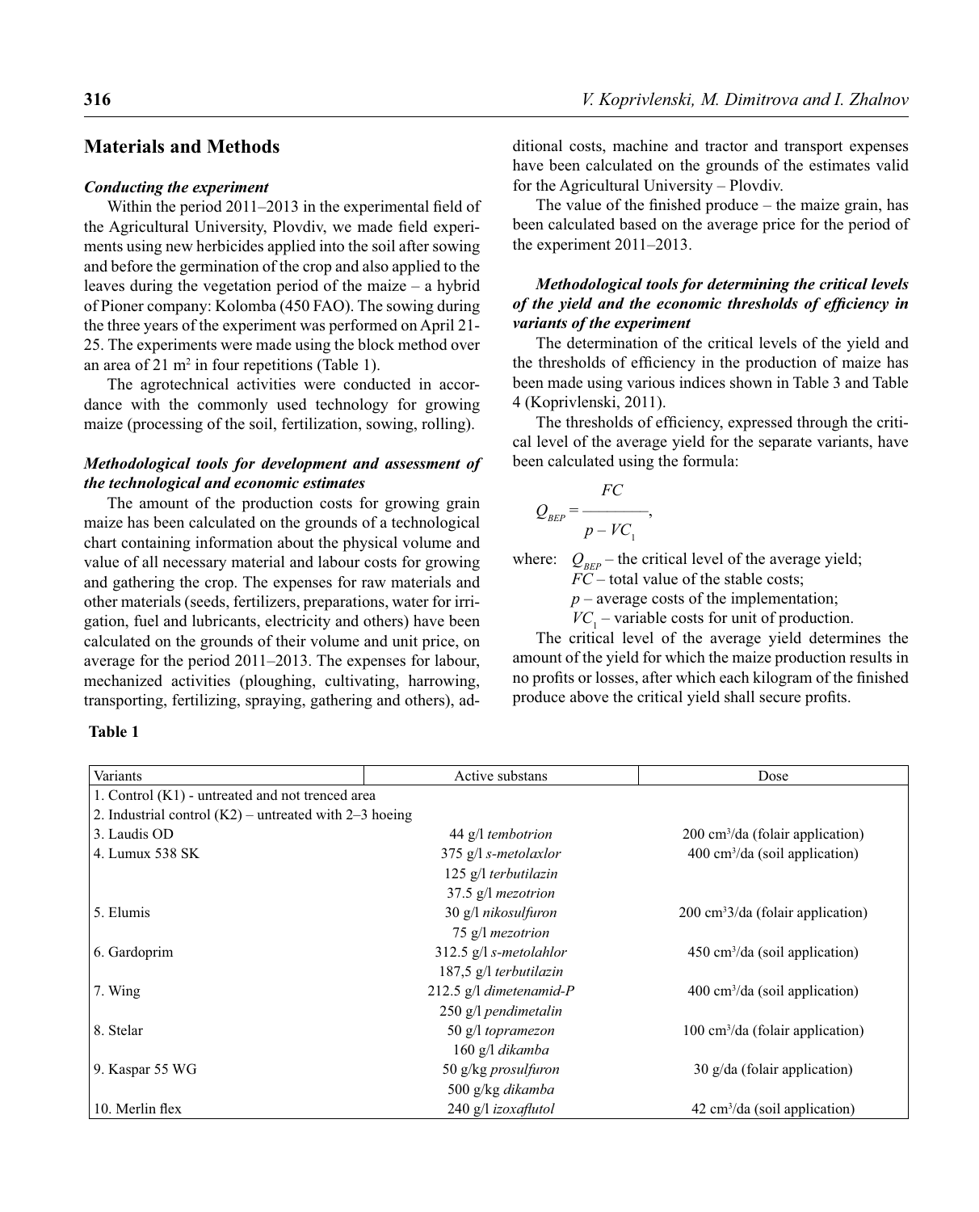## Materials and Methods

### *Conducting the experiment*

Within the period 2011–2013 in the experimental field of the Agricultural University, Plovdiv, we made field experiments using new herbicides applied into the soil after sowing and before the germination of the crop and also applied to the leaves during the vegetation period of the maize – a hybrid of Pioner company: Kolomba (450 FAO). The sowing during the three years of the experiment was performed on April 21-25. The experiments were made using the block method over an area of 21 $m^2$ in four repetitions (Table 1).

The agrotechnical activities were conducted in accordance with the commonly used technology for growing maize (processing of the soil, fertilization, sowing, rolling).

### *Methodological tools for development and assessment of the technological and economic estimates*

The amount of the production costs for growing grain maize has been calculated on the grounds of a technological chart containing information about the physical volume and value of all necessary material and labour costs for growing and gathering the crop. The expenses for raw materials and other materials (seeds, fertilizers, preparations, water for irrigation, fuel and lubricants, electricity and others) have been calculated on the grounds of their volume and unit price, on average for the period 2011–2013. The expenses for labour, mechanized activities (ploughing, cultivating, harrowing, transporting, fertilizing, spraying, gathering and others), additional costs, machine and tractor and transport expenses have been calculated on the grounds of the estimates valid for the Agricultural University – Plovdiv.

The value of the finished produce – the maize grain, has been calculated based on the average price for the period of the experiment 2011–2013.

### *Methodological tools for determining the critical levels of the yield and the economic thresholds of efficiency in variants of the experiment*

The determination of the critical levels of the yield and the thresholds of efficiency in the production of maize has been made using various indices shown in Table 3 and Table 4 (Koprivlenski, 2011).

The thresholds of efficiency, expressed through the critical level of the average yield for the separate variants, have been calculated using the formula:

$$Q_{BEP} = \frac{FC}{p - VC_1},$$

where: $Q_{BEP}$ – the critical level of the average yield;
$FC$ – total value of the stable costs;
$p$ – average costs of the implementation;
$VC_1$ – variable costs for unit of production.

The critical level of the average yield determines the amount of the yield for which the maize production results in no profits or losses, after which each kilogram of the finished produce above the critical yield shall secure profits.

**Table 1**

| Variants | Active substans | Dose |
|---|---|---|
| 1. Control (K1) - untreated and not trenced area | | |
| 2. Industrial control (K2) – untreated with 2–3 hoeing | | |
| 3. Laudis OD | 44 g/l *tembotrion* | 200 $cm^3$/da (folair application) |
| 4. Lumux 538 SK | 375 g/l *s-metolaxlor*<br>125 g/l *terbutilazin*<br>37.5 g/l *mezotrion* | 400 $cm^3$/da (soil application) |
| 5. Elumis | 30 g/l *nikosulfuron*<br>75 g/l *mezotrion* | 200 $cm^3$3/da (folair application) |
| 6. Gardoprim | 312.5 g/l *s-metolahlor*<br>187,5 g/l *terbutilazin* | 450 $cm^3$/da (soil application) |
| 7. Wing | 212.5 g/l *dimetenamid-P*<br>250 g/l *pendimetalin* | 400 $cm^3$/da (soil application) |
| 8. Stelar | 50 g/l *topramezon*<br>160 g/l *dikamba* | 100 $cm^3$/da (folair application) |
| 9. Kaspar 55 WG | 50 g/kg *prosulfuron*<br>500 g/kg *dikamba* | 30 g/da (folair application) |
| 10. Merlin flex | 240 g/l *izoxaflutol* | 42 $cm^3$/da (soil application) |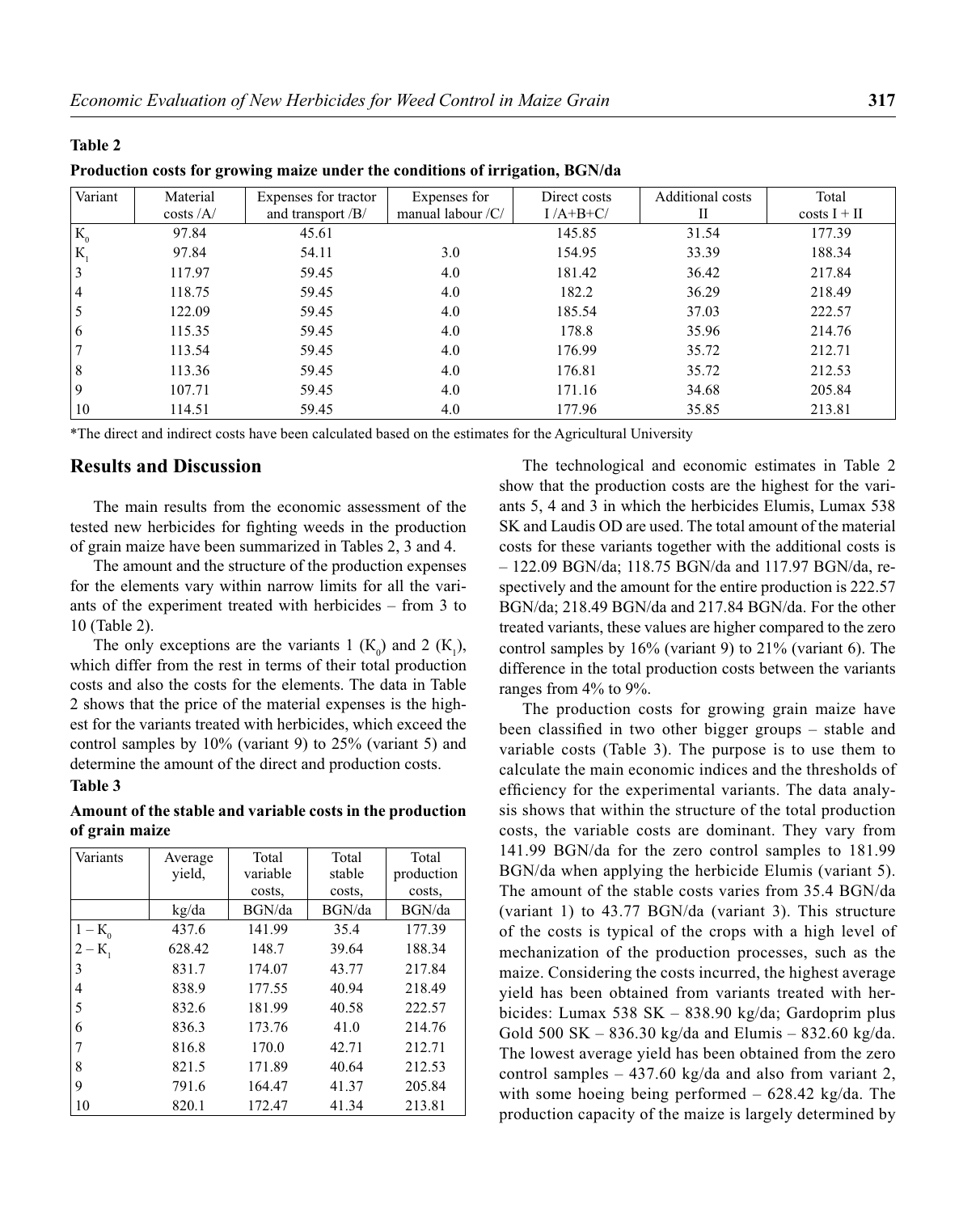**Table 2**

**Production costs for growing maize under the conditions of irrigation, BGN/da**

| Variant | Material costs /A/ | Expenses for tractor and transport /B/ | Expenses for manual labour /C/ | Direct costs I /A+B+C/ | Additional costs II | Total costs I + II |
|---|---|---|---|---|---|---|
| $K_0$ | 97.84 | 45.61 | | 145.85 | 31.54 | 177.39 |
| $K_1$ | 97.84 | 54.11 | 3.0 | 154.95 | 33.39 | 188.34 |
| 3 | 117.97 | 59.45 | 4.0 | 181.42 | 36.42 | 217.84 |
| 4 | 118.75 | 59.45 | 4.0 | 182.2 | 36.29 | 218.49 |
| 5 | 122.09 | 59.45 | 4.0 | 185.54 | 37.03 | 222.57 |
| 6 | 115.35 | 59.45 | 4.0 | 178.8 | 35.96 | 214.76 |
| 7 | 113.54 | 59.45 | 4.0 | 176.99 | 35.72 | 212.71 |
| 8 | 113.36 | 59.45 | 4.0 | 176.81 | 35.72 | 212.53 |
| 9 | 107.71 | 59.45 | 4.0 | 171.16 | 34.68 | 205.84 |
| 10 | 114.51 | 59.45 | 4.0 | 177.96 | 35.85 | 213.81 |

*The direct and indirect costs have been calculated based on the estimates for the Agricultural University

## Results and Discussion

The main results from the economic assessment of the tested new herbicides for fighting weeds in the production of grain maize have been summarized in Tables 2, 3 and 4.

The amount and the structure of the production expenses for the elements vary within narrow limits for all the variants of the experiment treated with herbicides – from 3 to 10 (Table 2).

The only exceptions are the variants 1 ($K_0$) and 2 ($K_1$), which differ from the rest in terms of their total production costs and also the costs for the elements. The data in Table 2 shows that the price of the material expenses is the highest for the variants treated with herbicides, which exceed the control samples by 10% (variant 9) to 25% (variant 5) and determine the amount of the direct and production costs.

**Table 3**

**Amount of the stable and variable costs in the production of grain maize**

| Variants | Average yield, | Total variable costs, | Total stable costs, | Total production costs, |
|---|---|---|---|---|
| | kg/da | BGN/da | BGN/da | BGN/da |
| $1 - K_0$ | 437.6 | 141.99 | 35.4 | 177.39 |
| $2 - K_1$ | 628.42 | 148.7 | 39.64 | 188.34 |
| 3 | 831.7 | 174.07 | 43.77 | 217.84 |
| 4 | 838.9 | 177.55 | 40.94 | 218.49 |
| 5 | 832.6 | 181.99 | 40.58 | 222.57 |
| 6 | 836.3 | 173.76 | 41.0 | 214.76 |
| 7 | 816.8 | 170.0 | 42.71 | 212.71 |
| 8 | 821.5 | 171.89 | 40.64 | 212.53 |
| 9 | 791.6 | 164.47 | 41.37 | 205.84 |
| 10 | 820.1 | 172.47 | 41.34 | 213.81 |

The technological and economic estimates in Table 2 show that the production costs are the highest for the variants 5, 4 and 3 in which the herbicides Elumis, Lumax 538 SK and Laudis OD are used. The total amount of the material costs for these variants together with the additional costs is – 122.09 BGN/da; 118.75 BGN/da and 117.97 BGN/da, respectively and the amount for the entire production is 222.57 BGN/da; 218.49 BGN/da and 217.84 BGN/da. For the other treated variants, these values are higher compared to the zero control samples by 16% (variant 9) to 21% (variant 6). The difference in the total production costs between the variants ranges from 4% to 9%.

The production costs for growing grain maize have been classified in two other bigger groups – stable and variable costs (Table 3). The purpose is to use them to calculate the main economic indices and the thresholds of efficiency for the experimental variants. The data analysis shows that within the structure of the total production costs, the variable costs are dominant. They vary from 141.99 BGN/da for the zero control samples to 181.99 BGN/da when applying the herbicide Elumis (variant 5). The amount of the stable costs varies from 35.4 BGN/da (variant 1) to 43.77 BGN/da (variant 3). This structure of the costs is typical of the crops with a high level of mechanization of the production processes, such as the maize. Considering the costs incurred, the highest average yield has been obtained from variants treated with herbicides: Lumax 538 SK – 838.90 kg/da; Gardoprim plus Gold 500 SK – 836.30 kg/da and Elumis – 832.60 kg/da. The lowest average yield has been obtained from the zero control samples – 437.60 kg/da and also from variant 2, with some hoeing being performed – 628.42 kg/da. The production capacity of the maize is largely determined by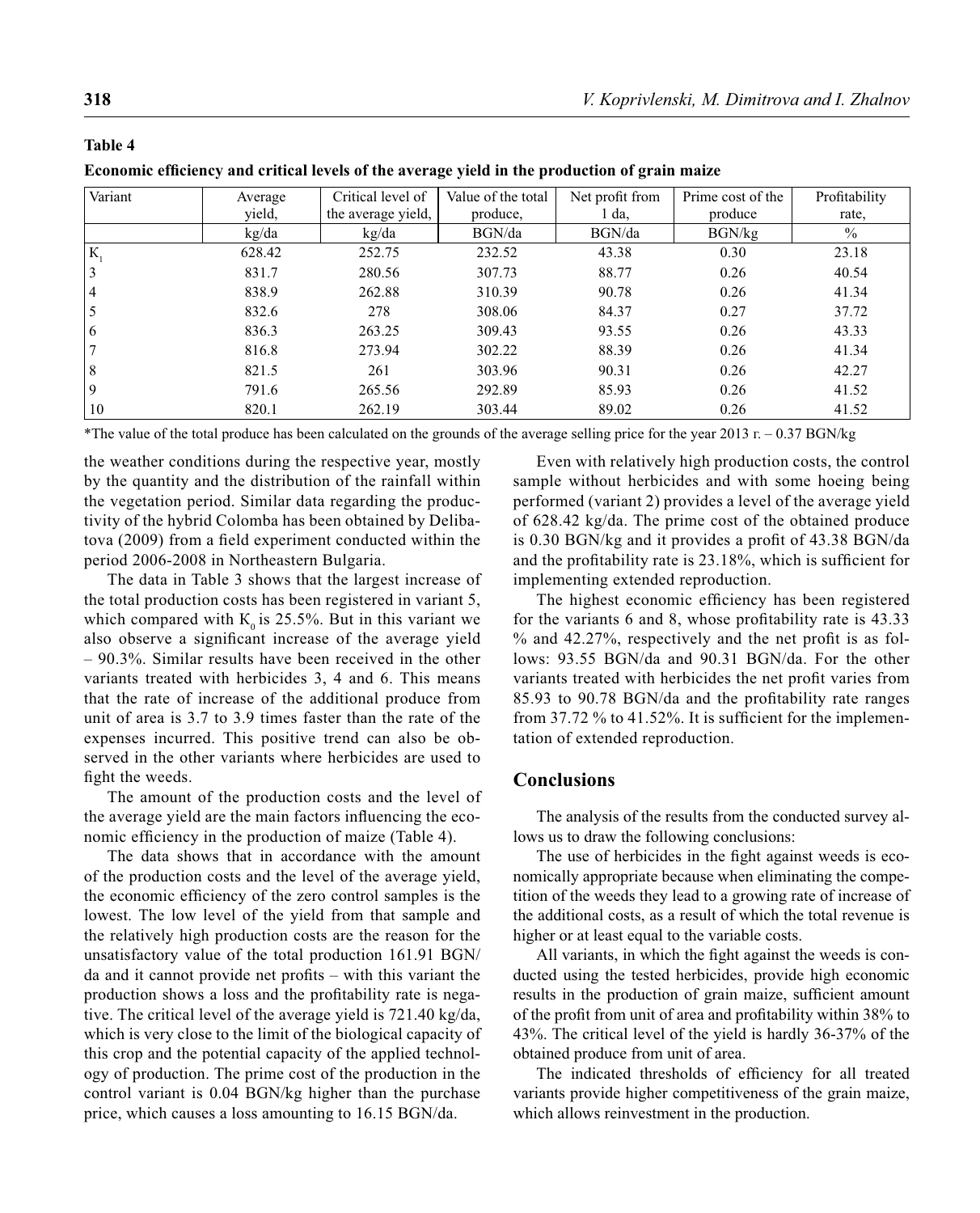**Table 4**

**Economic efficiency and critical levels of the average yield in the production of grain maize**

| Variant | Average yield, | Critical level of the average yield, | Value of the total produce, | Net profit from 1 da, | Prime cost of the produce | Profitability rate, |
|---|---|---|---|---|---|---|
| | kg/da | kg/da | BGN/da | BGN/da | BGN/kg | % |
| $K_1$ | 628.42 | 252.75 | 232.52 | 43.38 | 0.30 | 23.18 |
| 3 | 831.7 | 280.56 | 307.73 | 88.77 | 0.26 | 40.54 |
| 4 | 838.9 | 262.88 | 310.39 | 90.78 | 0.26 | 41.34 |
| 5 | 832.6 | 278 | 308.06 | 84.37 | 0.27 | 37.72 |
| 6 | 836.3 | 263.25 | 309.43 | 93.55 | 0.26 | 43.33 |
| 7 | 816.8 | 273.94 | 302.22 | 88.39 | 0.26 | 41.34 |
| 8 | 821.5 | 261 | 303.96 | 90.31 | 0.26 | 42.27 |
| 9 | 791.6 | 265.56 | 292.89 | 85.93 | 0.26 | 41.52 |
| 10 | 820.1 | 262.19 | 303.44 | 89.02 | 0.26 | 41.52 |

*The value of the total produce has been calculated on the grounds of the average selling price for the year 2013 г. – 0.37 BGN/kg

the weather conditions during the respective year, mostly by the quantity and the distribution of the rainfall within the vegetation period. Similar data regarding the productivity of the hybrid Colomba has been obtained by Delibatova (2009) from a field experiment conducted within the period 2006-2008 in Northeastern Bulgaria.

The data in Table 3 shows that the largest increase of the total production costs has been registered in variant 5, which compared with $K_0$ is 25.5%. But in this variant we also observe a significant increase of the average yield – 90.3%. Similar results have been received in the other variants treated with herbicides 3, 4 and 6. This means that the rate of increase of the additional produce from unit of area is 3.7 to 3.9 times faster than the rate of the expenses incurred. This positive trend can also be observed in the other variants where herbicides are used to fight the weeds.

The amount of the production costs and the level of the average yield are the main factors influencing the economic efficiency in the production of maize (Table 4).

The data shows that in accordance with the amount of the production costs and the level of the average yield, the economic efficiency of the zero control samples is the lowest. The low level of the yield from that sample and the relatively high production costs are the reason for the unsatisfactory value of the total production 161.91 BGN/da and it cannot provide net profits – with this variant the production shows a loss and the profitability rate is negative. The critical level of the average yield is 721.40 kg/da, which is very close to the limit of the biological capacity of this crop and the potential capacity of the applied technology of production. The prime cost of the production in the control variant is 0.04 BGN/kg higher than the purchase price, which causes a loss amounting to 16.15 BGN/da.

Even with relatively high production costs, the control sample without herbicides and with some hoeing being performed (variant 2) provides a level of the average yield of 628.42 kg/da. The prime cost of the obtained produce is 0.30 BGN/kg and it provides a profit of 43.38 BGN/da and the profitability rate is 23.18%, which is sufficient for implementing extended reproduction.

The highest economic efficiency has been registered for the variants 6 and 8, whose profitability rate is 43.33 % and 42.27%, respectively and the net profit is as follows: 93.55 BGN/da and 90.31 BGN/da. For the other variants treated with herbicides the net profit varies from 85.93 to 90.78 BGN/da and the profitability rate ranges from 37.72 % to 41.52%. It is sufficient for the implementation of extended reproduction.

## Conclusions

The analysis of the results from the conducted survey allows us to draw the following conclusions:

The use of herbicides in the fight against weeds is economically appropriate because when eliminating the competition of the weeds they lead to a growing rate of increase of the additional costs, as a result of which the total revenue is higher or at least equal to the variable costs.

All variants, in which the fight against the weeds is conducted using the tested herbicides, provide high economic results in the production of grain maize, sufficient amount of the profit from unit of area and profitability within 38% to 43%. The critical level of the yield is hardly 36-37% of the obtained produce from unit of area.

The indicated thresholds of efficiency for all treated variants provide higher competitiveness of the grain maize, which allows reinvestment in the production.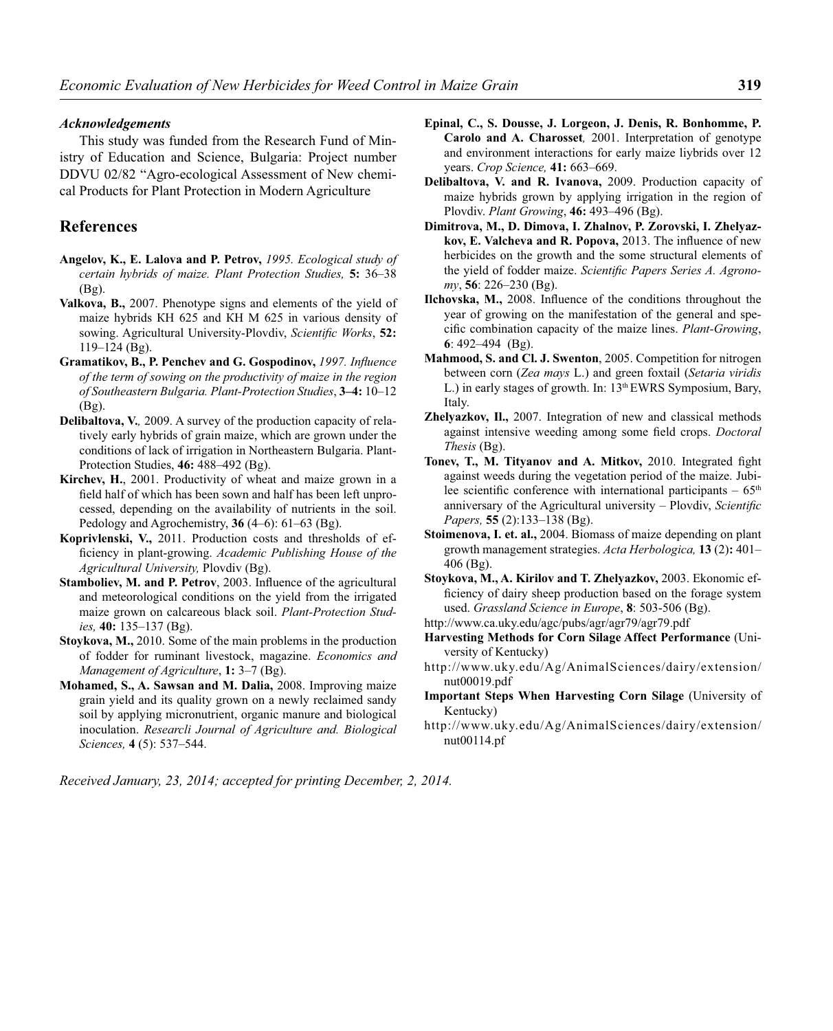### *Acknowledgements*

This study was funded from the Research Fund of Ministry of Education and Science, Bulgaria: Project number DDVU 02/82 "Agro-ecological Assessment of New chemical Products for Plant Protection in Modern Agriculture

## References

**Angelov, K., E. Lalova and P. Petrov,** *1995. Ecological study of certain hybrids of maize. Plant Protection Studies,* **5:** 36–38 (Bg).

**Valkova, B.,** 2007. Phenotype signs and elements of the yield of maize hybrids KH 625 and KH M 625 in various density of sowing. Agricultural University-Plovdiv, *Scientific Works*, **52:** 119–124 (Bg).

**Gramatikov, B., P. Penchev and G. Gospodinov,** *1997. Influence of the term of sowing on the productivity of maize in the region of Southeastern Bulgaria. Plant-Protection Studies*, **3–4:** 10–12 (Bg).

**Delibaltova, V.***,* 2009. A survey of the production capacity of relatively early hybrids of grain maize, which are grown under the conditions of lack of irrigation in Northeastern Bulgaria. Plant-Protection Studies, **46:** 488–492 (Bg).

**Kirchev, H.**, 2001. Productivity of wheat and maize grown in a field half of which has been sown and half has been left unprocessed, depending on the availability of nutrients in the soil. Pedology and Agrochemistry, **36** (4–6): 61–63 (Bg).

**Koprivlenski, V.,** 2011. Production costs and thresholds of efficiency in plant-growing. *Academic Publishing House of the Agricultural University,* Plovdiv (Bg).

**Stamboliev, M. and P. Petrov**, 2003. Influence of the agricultural and meteorological conditions on the yield from the irrigated maize grown on calcareous black soil. *Plant-Protection Studies,* **40:** 135–137 (Bg).

**Stoykova, M.,** 2010. Some of the main problems in the production of fodder for ruminant livestock, magazine. *Economics and Management of Agriculture*, **1:** 3–7 (Bg).

**Mohamed, S., A. Sawsan and M. Dalia,** 2008. Improving maize grain yield and its quality grown on a newly reclaimed sandy soil by applying micronutrient, organic manure and biological inoculation. *Researcli Journal of Agriculture and. Biological Sciences,* **4** (5): 537–544.

**Epinal, C., S. Dousse, J. Lorgeon, J. Denis, R. Bonhomme, P. Carolo and A. Charosset***,* 2001. Interpretation of genotype and environment interactions for early maize liybrids over 12 years. *Crop Science,* **41:** 663–669.

**Delibaltova, V. and R. Ivanova,** 2009. Production capacity of maize hybrids grown by applying irrigation in the region of Plovdiv. *Plant Growing*, **46:** 493–496 (Bg).

**Dimitrova, M., D. Dimova, I. Zhalnov, P. Zorovski, I. Zhelyazkov, E. Valcheva and R. Popova,** 2013. The influence of new herbicides on the growth and the some structural elements of the yield of fodder maize. *Scientific Papers Series A. Agronomy*, **56**: 226–230 (Bg).

**Ilchovska, M.,** 2008. Influence of the conditions throughout the year of growing on the manifestation of the general and specific combination capacity of the maize lines. *Plant-Growing*, **6**: 492–494 (Bg).

**Mahmood, S. and Cl. J. Swenton**, 2005. Competition for nitrogen between corn (*Zea mays* L.) and green foxtail (*Setaria viridis* L.) in early stages of growth. In: 13th EWRS Symposium, Bary, Italy.

**Zhelyazkov, Il.,** 2007. Integration of new and classical methods against intensive weeding among some field crops. *Doctoral Thesis* (Bg).

**Tonev, T., M. Tityanov and A. Mitkov,** 2010. Integrated fight against weeds during the vegetation period of the maize. Jubilee scientific conference with international participants – 65th anniversary of the Agricultural university – Plovdiv, *Scientific Papers,* **55** (2):133–138 (Bg).

**Stoimenova, I. et. al.,** 2004. Biomass of maize depending on plant growth management strategies. *Acta Herbologica,* **13** (2)**:** 401–406 (Bg).

**Stoykova, M., A. Kirilov and T. Zhelyazkov,** 2003. Ekonomic efficiency of dairy sheep production based on the forage system used. *Grassland Science in Europe*, **8**: 503-506 (Bg).

http://www.ca.uky.edu/agc/pubs/agr/agr79/agr79.pdf

**Harvesting Methods for Corn Silage Affect Performance** (University of Kentucky)

http://www.uky.edu/Ag/AnimalSciences/dairy/extension/nut00019.pdf

**Important Steps When Harvesting Corn Silage** (University of Kentucky)

http://www.uky.edu/Ag/AnimalSciences/dairy/extension/nut00114.pf

*Received January, 23, 2014; accepted for printing December, 2, 2014.*